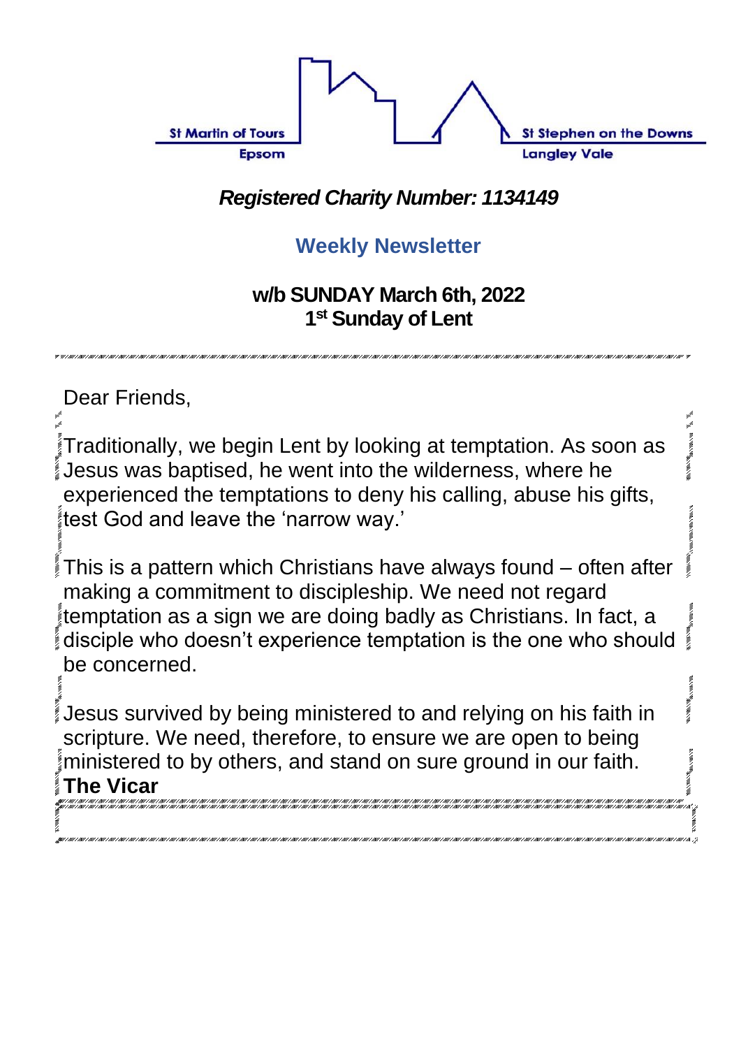St Martin of Tours
Epsom

St Stephen on the Downs
Langley Vale

***Registered Charity Number: 1134149***

## Weekly Newsletter

**w/b SUNDAY March 6th, 2022**
**1st Sunday of Lent**

Dear Friends,

Traditionally, we begin Lent by looking at temptation. As soon as Jesus was baptised, he went into the wilderness, where he experienced the temptations to deny his calling, abuse his gifts, test God and leave the 'narrow way.'

This is a pattern which Christians have always found – often after making a commitment to discipleship. We need not regard temptation as a sign we are doing badly as Christians. In fact, a disciple who doesn't experience temptation is the one who should be concerned.

Jesus survived by being ministered to and relying on his faith in scripture. We need, therefore, to ensure we are open to being ministered to by others, and stand on sure ground in our faith.
**The Vicar**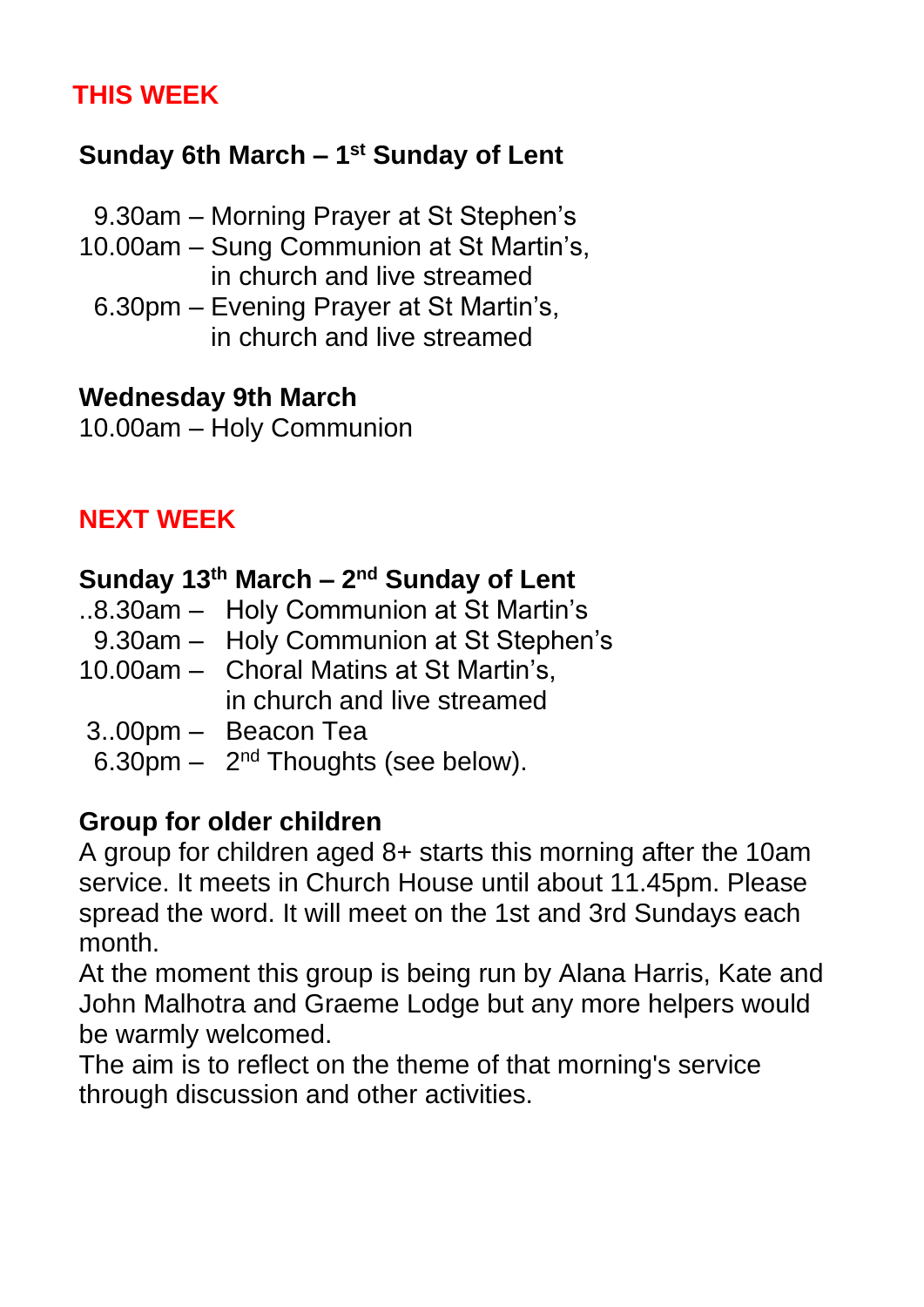## THIS WEEK

### Sunday 6th March – 1st Sunday of Lent

9.30am – Morning Prayer at St Stephen's
10.00am – Sung Communion at St Martin's, in church and live streamed
6.30pm – Evening Prayer at St Martin's, in church and live streamed

### Wednesday 9th March

10.00am – Holy Communion

## NEXT WEEK

### Sunday 13th March – 2nd Sunday of Lent

..8.30am – Holy Communion at St Martin's
9.30am – Holy Communion at St Stephen's
10.00am – Choral Matins at St Martin's, in church and live streamed
3..00pm – Beacon Tea
6.30pm – 2nd Thoughts (see below).

### Group for older children

A group for children aged 8+ starts this morning after the 10am service. It meets in Church House until about 11.45pm. Please spread the word. It will meet on the 1st and 3rd Sundays each month.

At the moment this group is being run by Alana Harris, Kate and John Malhotra and Graeme Lodge but any more helpers would be warmly welcomed.

The aim is to reflect on the theme of that morning's service through discussion and other activities.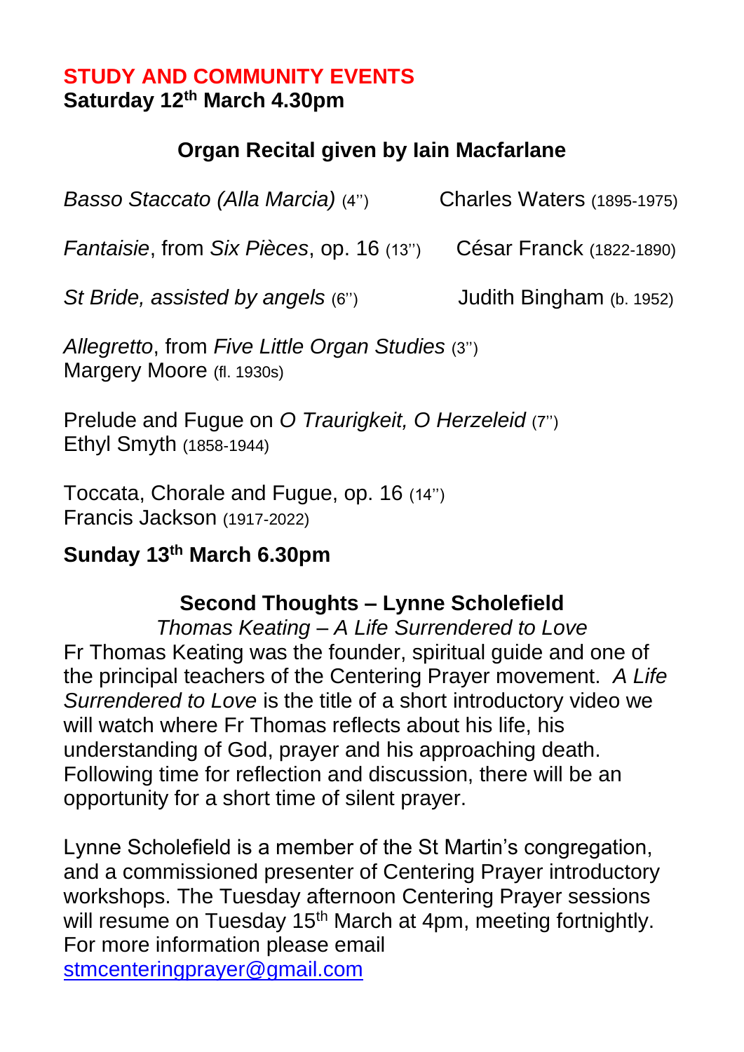## STUDY AND COMMUNITY EVENTS

**Saturday 12th March 4.30pm**

### Organ Recital given by Iain Macfarlane

*Basso Staccato (Alla Marcia)* (4'') Charles Waters (1895-1975)

*Fantaisie*, from *Six Pièces*, op. 16 (13'') César Franck (1822-1890)

*St Bride, assisted by angels* (6'') Judith Bingham (b. 1952)

*Allegretto*, from *Five Little Organ Studies* (3'')
Margery Moore (fl. 1930s)

Prelude and Fugue on *O Traurigkeit, O Herzeleid* (7'')
Ethyl Smyth (1858-1944)

Toccata, Chorale and Fugue, op. 16 (14'')
Francis Jackson (1917-2022)

**Sunday 13th March 6.30pm**

### Second Thoughts – Lynne Scholefield

*Thomas Keating – A Life Surrendered to Love*

Fr Thomas Keating was the founder, spiritual guide and one of the principal teachers of the Centering Prayer movement. *A Life Surrendered to Love* is the title of a short introductory video we will watch where Fr Thomas reflects about his life, his understanding of God, prayer and his approaching death. Following time for reflection and discussion, there will be an opportunity for a short time of silent prayer.

Lynne Scholefield is a member of the St Martin's congregation, and a commissioned presenter of Centering Prayer introductory workshops. The Tuesday afternoon Centering Prayer sessions will resume on Tuesday 15th March at 4pm, meeting fortnightly. For more information please email stmcenteringprayer@gmail.com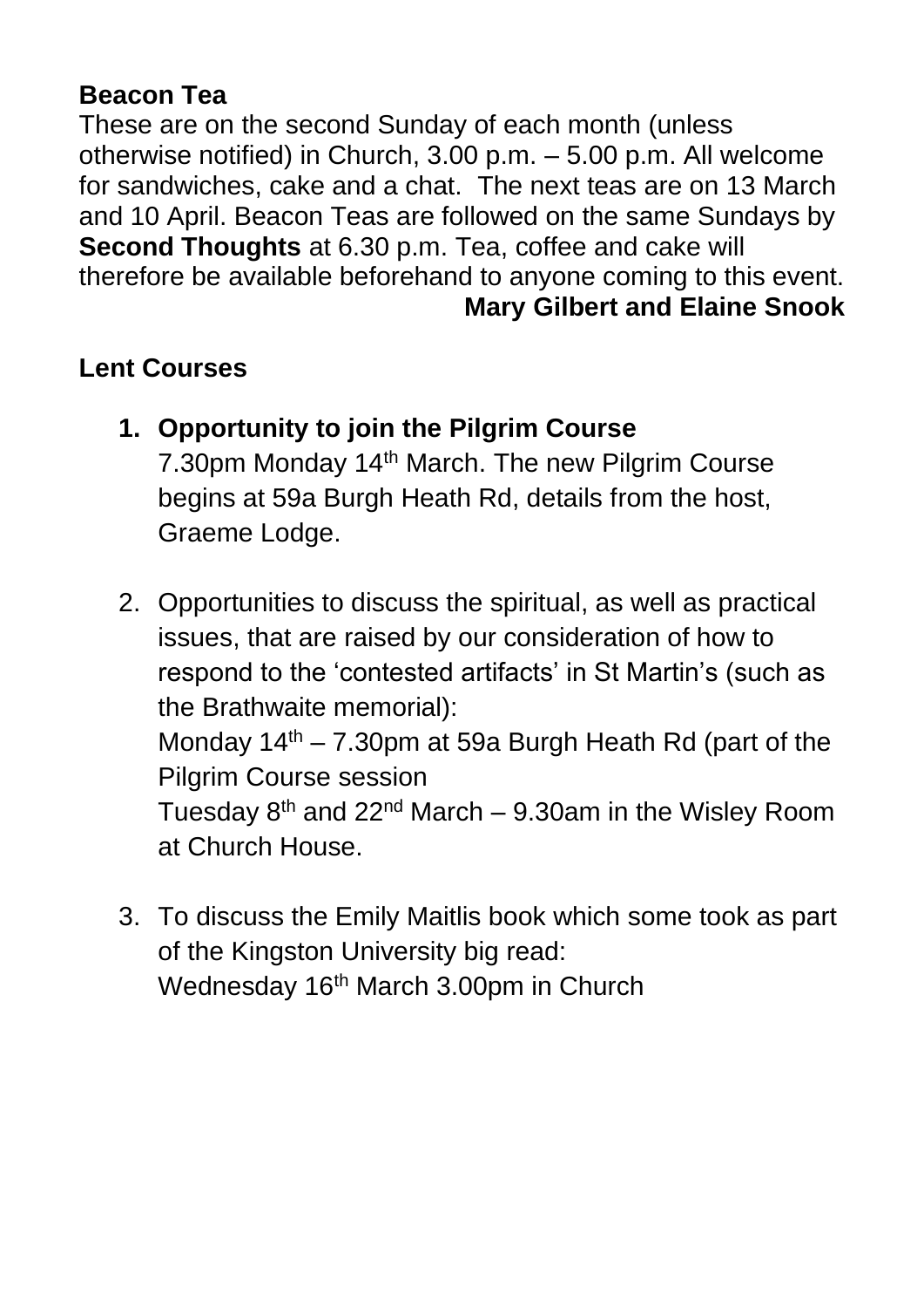**Beacon Tea**

These are on the second Sunday of each month (unless otherwise notified) in Church, 3.00 p.m. – 5.00 p.m. All welcome for sandwiches, cake and a chat. The next teas are on 13 March and 10 April. Beacon Teas are followed on the same Sundays by **Second Thoughts** at 6.30 p.m. Tea, coffee and cake will therefore be available beforehand to anyone coming to this event.

**Mary Gilbert and Elaine Snook**

**Lent Courses**

1. **Opportunity to join the Pilgrim Course**
   7.30pm Monday 14th March. The new Pilgrim Course begins at 59a Burgh Heath Rd, details from the host, Graeme Lodge.

2. Opportunities to discuss the spiritual, as well as practical issues, that are raised by our consideration of how to respond to the 'contested artifacts' in St Martin's (such as the Brathwaite memorial):
   Monday 14th – 7.30pm at 59a Burgh Heath Rd (part of the Pilgrim Course session
   Tuesday 8th and 22nd March – 9.30am in the Wisley Room at Church House.

3. To discuss the Emily Maitlis book which some took as part of the Kingston University big read:
   Wednesday 16th March 3.00pm in Church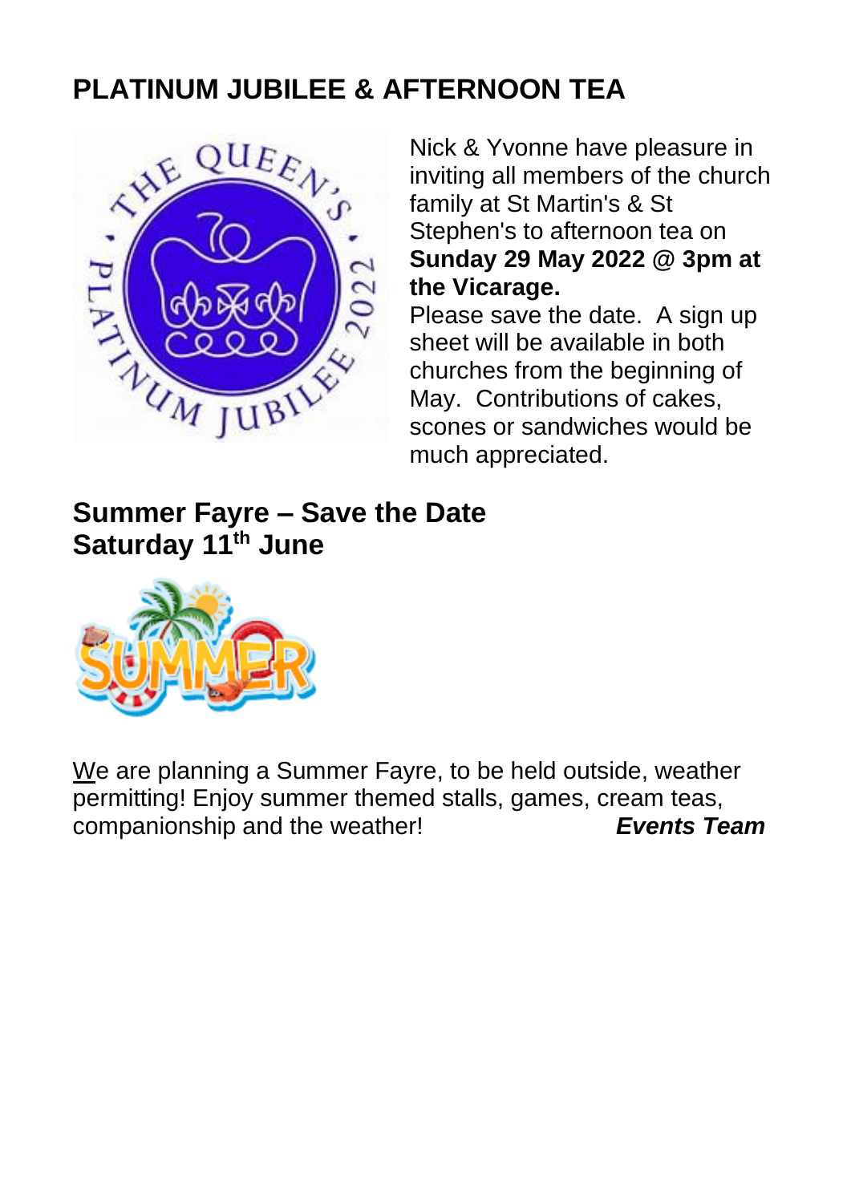## PLATINUM JUBILEE & AFTERNOON TEA

Nick & Yvonne have pleasure in inviting all members of the church family at St Martin's & St Stephen's to afternoon tea on **Sunday 29 May 2022 @ 3pm at the Vicarage.**

Please save the date. A sign up sheet will be available in both churches from the beginning of May. Contributions of cakes, scones or sandwiches would be much appreciated.

## Summer Fayre – Save the Date Saturday 11th June

We are planning a Summer Fayre, to be held outside, weather permitting! Enjoy summer themed stalls, games, cream teas, companionship and the weather!

***Events Team***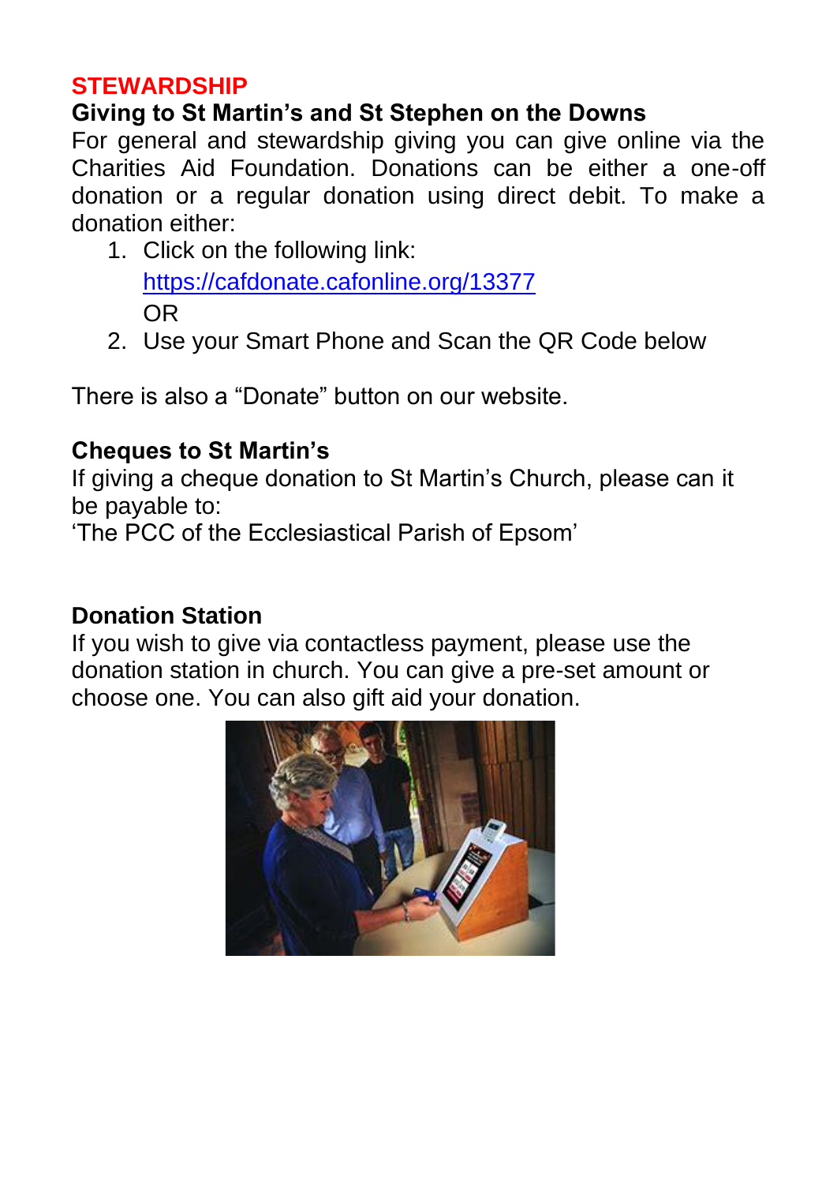## STEWARDSHIP

### Giving to St Martin's and St Stephen on the Downs

For general and stewardship giving you can give online via the Charities Aid Foundation. Donations can be either a one-off donation or a regular donation using direct debit. To make a donation either:

1. Click on the following link:
   [https://cafdonate.cafonline.org/13377](https://cafdonate.cafonline.org/13377)
   OR
2. Use your Smart Phone and Scan the QR Code below

There is also a "Donate" button on our website.

### Cheques to St Martin's

If giving a cheque donation to St Martin's Church, please can it be payable to:
'The PCC of the Ecclesiastical Parish of Epsom'

### Donation Station

If you wish to give via contactless payment, please use the donation station in church. You can give a pre-set amount or choose one. You can also gift aid your donation.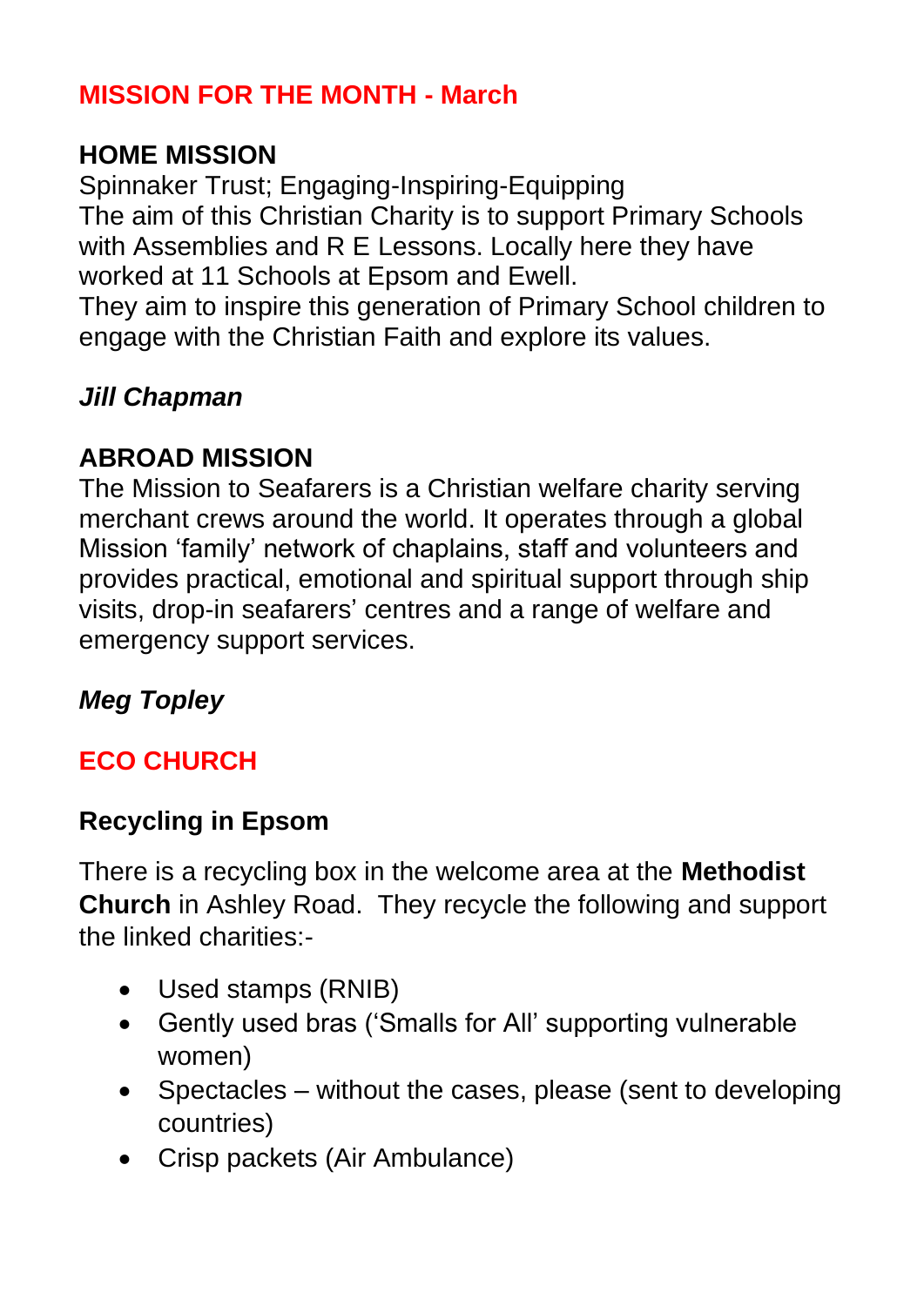## MISSION FOR THE MONTH - March

### HOME MISSION

Spinnaker Trust; Engaging-Inspiring-Equipping
The aim of this Christian Charity is to support Primary Schools with Assemblies and R E Lessons. Locally here they have worked at 11 Schools at Epsom and Ewell.
They aim to inspire this generation of Primary School children to engage with the Christian Faith and explore its values.

***Jill Chapman***

### ABROAD MISSION

The Mission to Seafarers is a Christian welfare charity serving merchant crews around the world. It operates through a global Mission 'family' network of chaplains, staff and volunteers and provides practical, emotional and spiritual support through ship visits, drop-in seafarers' centres and a range of welfare and emergency support services.

***Meg Topley***

## ECO CHURCH

### Recycling in Epsom

There is a recycling box in the welcome area at the **Methodist Church** in Ashley Road. They recycle the following and support the linked charities:-

- Used stamps (RNIB)
- Gently used bras ('Smalls for All' supporting vulnerable women)
- Spectacles – without the cases, please (sent to developing countries)
- Crisp packets (Air Ambulance)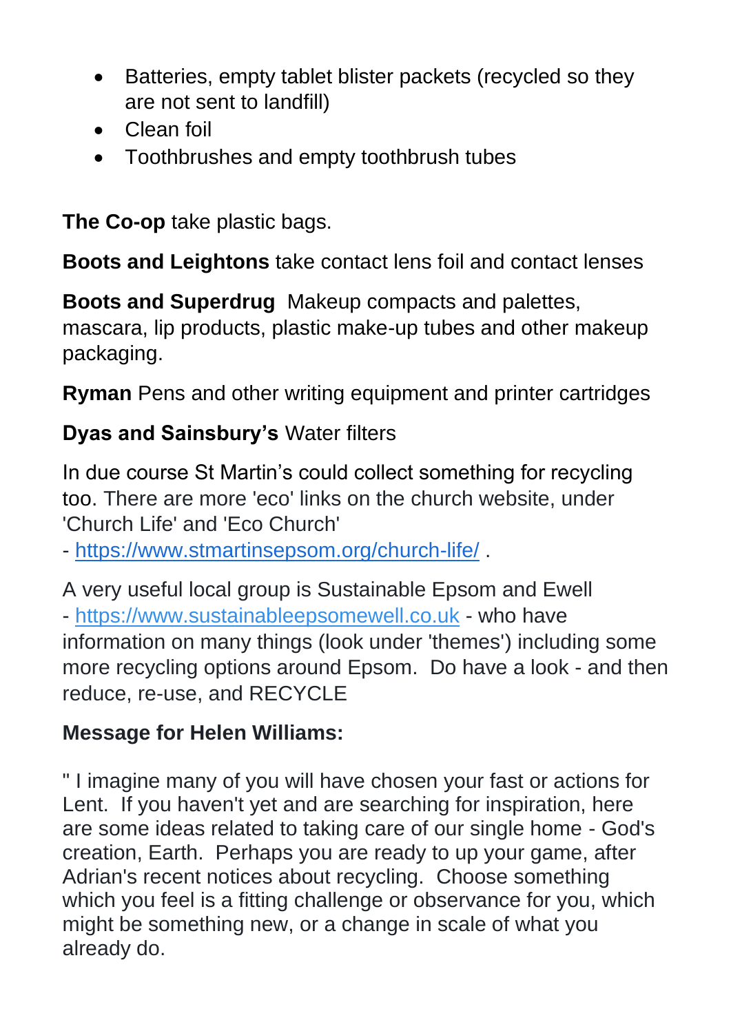- Batteries, empty tablet blister packets (recycled so they are not sent to landfill)
- Clean foil
- Toothbrushes and empty toothbrush tubes

**The Co-op** take plastic bags.

**Boots and Leightons** take contact lens foil and contact lenses

**Boots and Superdrug** Makeup compacts and palettes, mascara, lip products, plastic make-up tubes and other makeup packaging.

**Ryman** Pens and other writing equipment and printer cartridges

**Dyas and Sainsbury's** Water filters

In due course St Martin's could collect something for recycling too. There are more 'eco' links on the church website, under 'Church Life' and 'Eco Church' - https://www.stmartinsepsom.org/church-life/ .

A very useful local group is Sustainable Epsom and Ewell - https://www.sustainableepsomewell.co.uk - who have information on many things (look under 'themes') including some more recycling options around Epsom. Do have a look - and then reduce, re-use, and RECYCLE

**Message for Helen Williams:**

" I imagine many of you will have chosen your fast or actions for Lent. If you haven't yet and are searching for inspiration, here are some ideas related to taking care of our single home - God's creation, Earth. Perhaps you are ready to up your game, after Adrian's recent notices about recycling. Choose something which you feel is a fitting challenge or observance for you, which might be something new, or a change in scale of what you already do.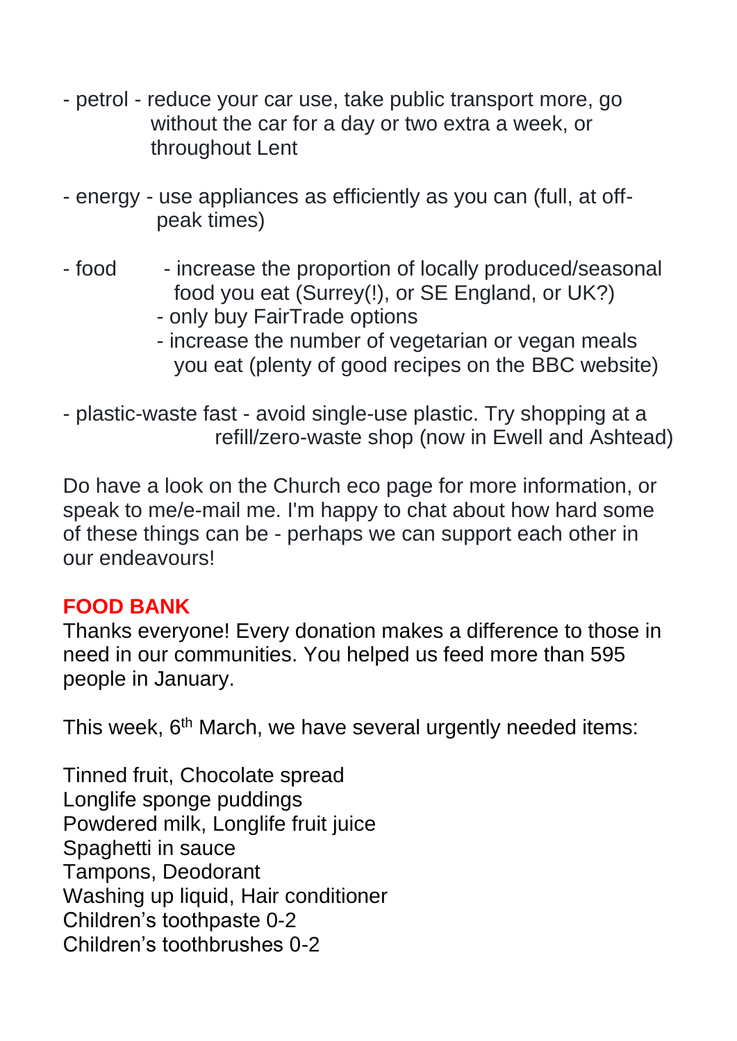- petrol - reduce your car use, take public transport more, go without the car for a day or two extra a week, or throughout Lent

- energy - use appliances as efficiently as you can (full, at off-peak times)

- food
  - increase the proportion of locally produced/seasonal food you eat (Surrey(!), or SE England, or UK?)
  - only buy FairTrade options
  - increase the number of vegetarian or vegan meals you eat (plenty of good recipes on the BBC website)

- plastic-waste fast - avoid single-use plastic. Try shopping at a refill/zero-waste shop (now in Ewell and Ashtead)

Do have a look on the Church eco page for more information, or speak to me/e-mail me. I'm happy to chat about how hard some of these things can be - perhaps we can support each other in our endeavours!

**FOOD BANK**

Thanks everyone! Every donation makes a difference to those in need in our communities. You helped us feed more than 595 people in January.

This week, 6th March, we have several urgently needed items:

Tinned fruit, Chocolate spread
Longlife sponge puddings
Powdered milk, Longlife fruit juice
Spaghetti in sauce
Tampons, Deodorant
Washing up liquid, Hair conditioner
Children's toothpaste 0-2
Children's toothbrushes 0-2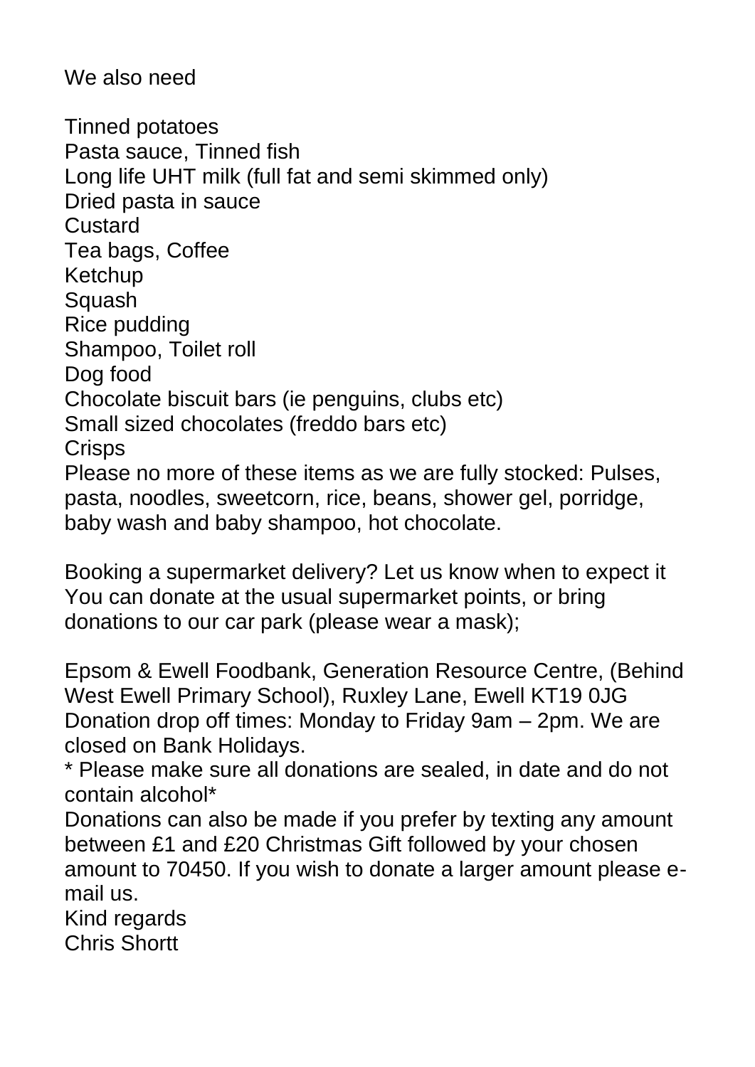We also need

Tinned potatoes
Pasta sauce, Tinned fish
Long life UHT milk (full fat and semi skimmed only)
Dried pasta in sauce
Custard
Tea bags, Coffee
Ketchup
Squash
Rice pudding
Shampoo, Toilet roll
Dog food
Chocolate biscuit bars (ie penguins, clubs etc)
Small sized chocolates (freddo bars etc)
Crisps
Please no more of these items as we are fully stocked: Pulses, pasta, noodles, sweetcorn, rice, beans, shower gel, porridge, baby wash and baby shampoo, hot chocolate.

Booking a supermarket delivery? Let us know when to expect it
You can donate at the usual supermarket points, or bring donations to our car park (please wear a mask);

Epsom & Ewell Foodbank, Generation Resource Centre, (Behind West Ewell Primary School), Ruxley Lane, Ewell KT19 0JG
Donation drop off times: Monday to Friday 9am – 2pm. We are closed on Bank Holidays.
* Please make sure all donations are sealed, in date and do not contain alcohol*
Donations can also be made if you prefer by texting any amount between £1 and £20 Christmas Gift followed by your chosen amount to 70450. If you wish to donate a larger amount please e-mail us.
Kind regards
Chris Shortt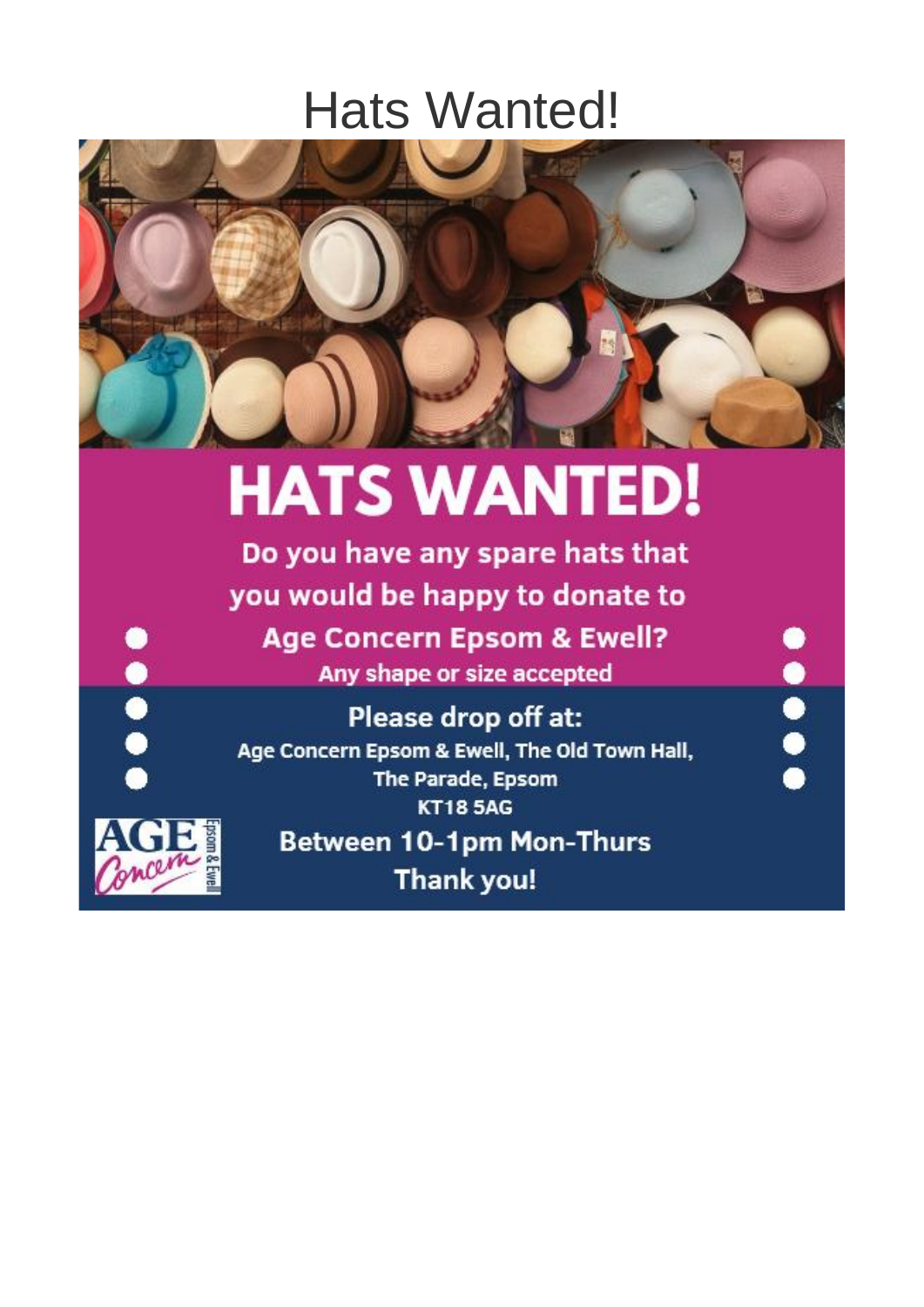# Hats Wanted!

## HATS WANTED!

**Do you have any spare hats that you would be happy to donate to Age Concern Epsom & Ewell?**

**Any shape or size accepted**

**Please drop off at:**

**Age Concern Epsom & Ewell, The Old Town Hall, The Parade, Epsom KT18 5AG**

**Between 10-1pm Mon-Thurs**

**Thank you!**

AGE Concern Epsom & Ewell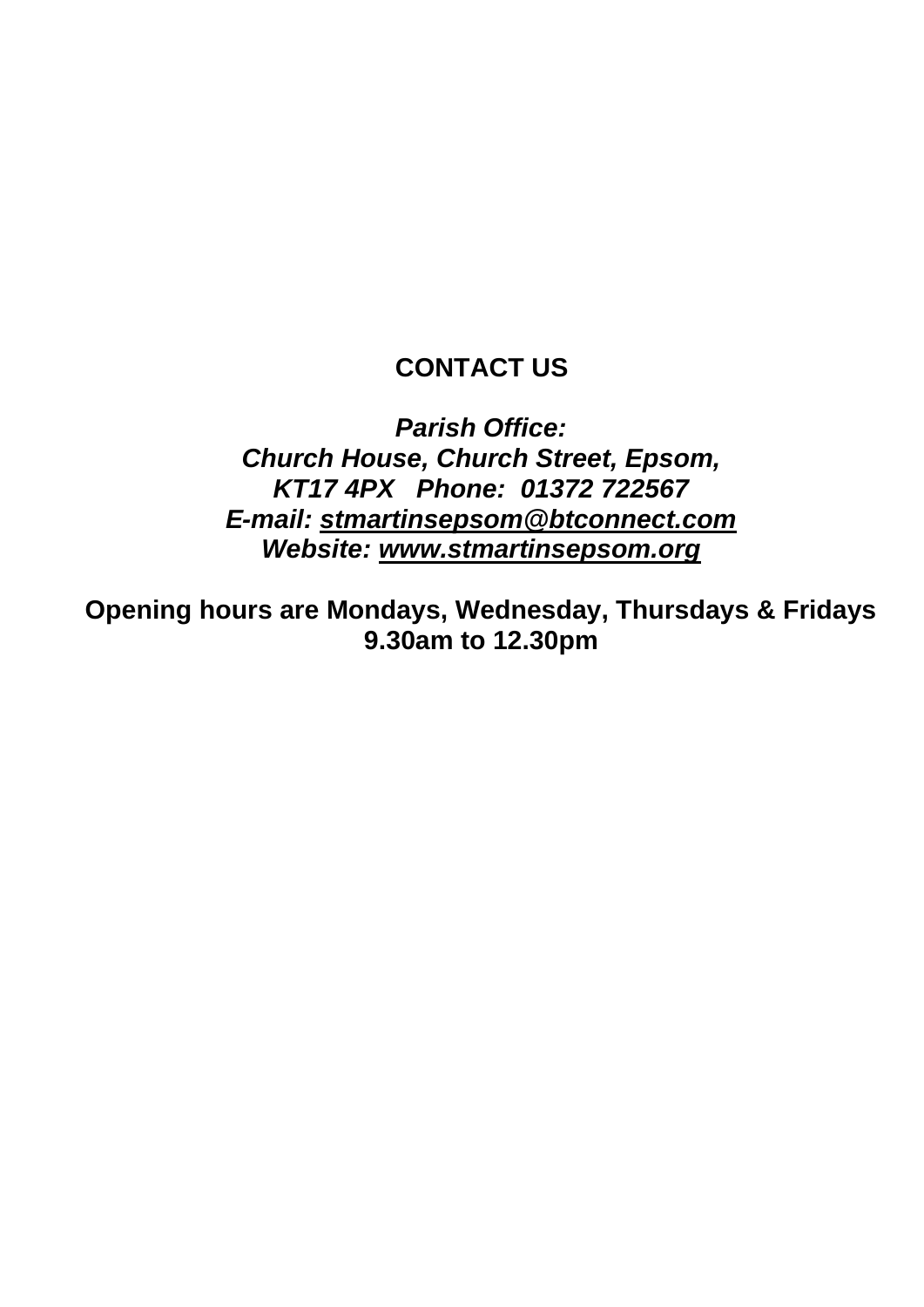## CONTACT US

***Parish Office:***
***Church House, Church Street, Epsom,***
***KT17 4PX   Phone:  01372 722567***
***E-mail: stmartinsepsom@btconnect.com***
***Website: www.stmartinsepsom.org***

**Opening hours are Mondays, Wednesday, Thursdays & Fridays 9.30am to 12.30pm**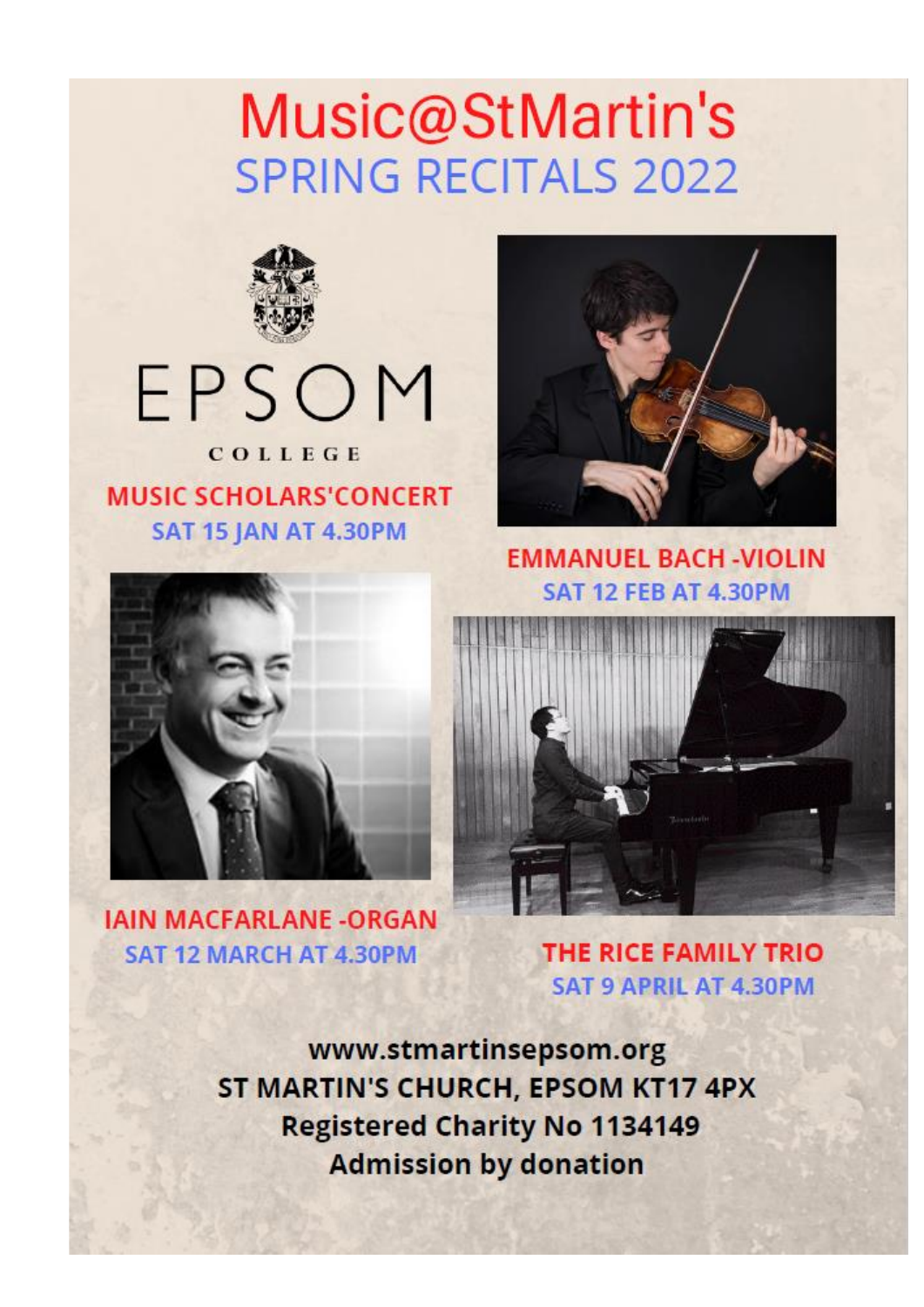# Music@StMartin's
## SPRING RECITALS 2022

EPSOM COLLEGE

**MUSIC SCHOLARS'CONCERT**
**SAT 15 JAN AT 4.30PM**

**EMMANUEL BACH -VIOLIN**
**SAT 12 FEB AT 4.30PM**

**IAIN MACFARLANE -ORGAN**
**SAT 12 MARCH AT 4.30PM**

**THE RICE FAMILY TRIO**
**SAT 9 APRIL AT 4.30PM**

**www.stmartinsepsom.org**
**ST MARTIN'S CHURCH, EPSOM KT17 4PX**
**Registered Charity No 1134149**
**Admission by donation**